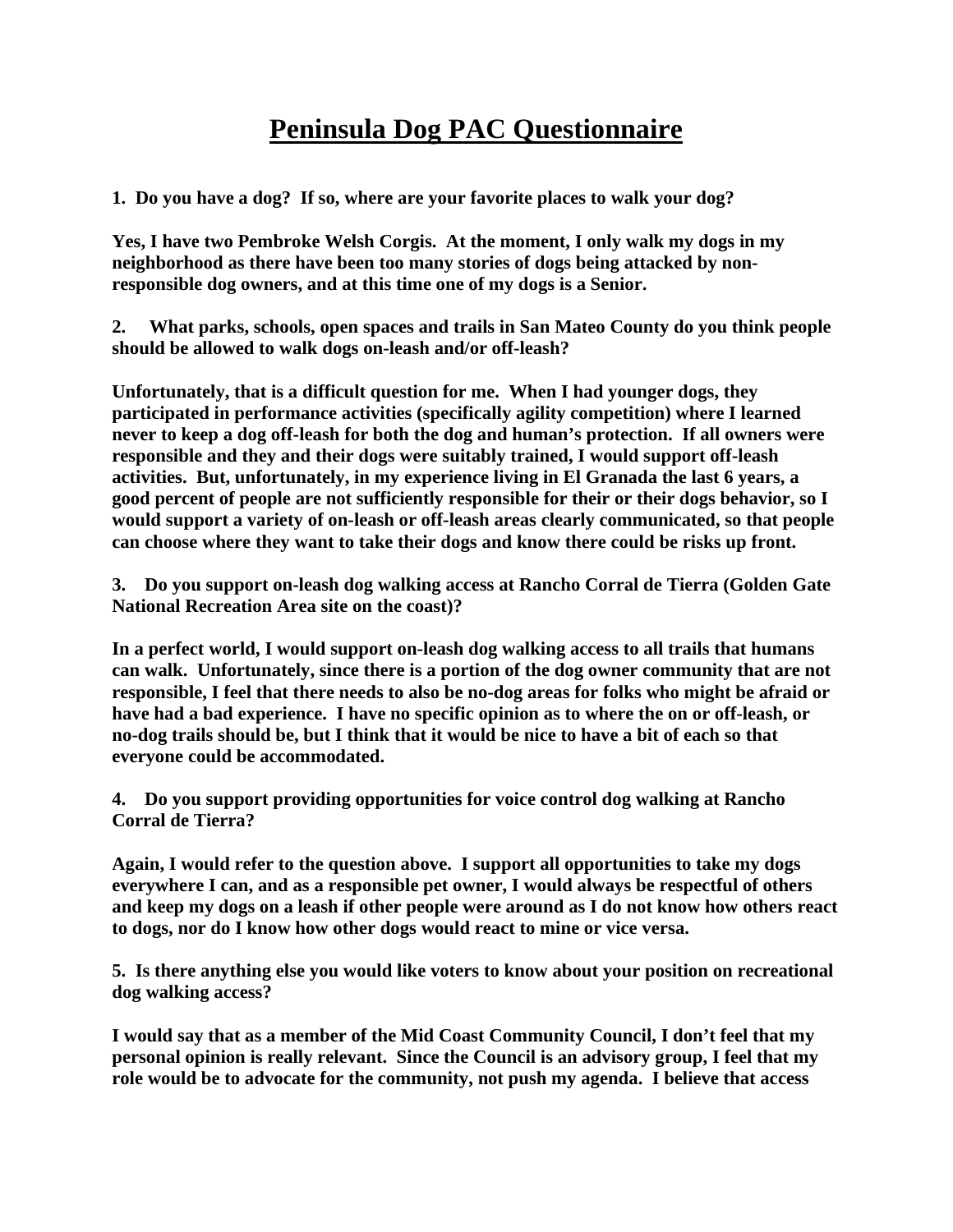# Peninsula Dog PAC Questionnaire

**1. Do you have a dog? If so, where are your favorite places to walk your dog?**

**Yes, I have two Pembroke Welsh Corgis. At the moment, I only walk my dogs in my neighborhood as there have been too many stories of dogs being attacked by non-responsible dog owners, and at this time one of my dogs is a Senior.**

**2. What parks, schools, open spaces and trails in San Mateo County do you think people should be allowed to walk dogs on-leash and/or off-leash?**

**Unfortunately, that is a difficult question for me. When I had younger dogs, they participated in performance activities (specifically agility competition) where I learned never to keep a dog off-leash for both the dog and human's protection. If all owners were responsible and they and their dogs were suitably trained, I would support off-leash activities. But, unfortunately, in my experience living in El Granada the last 6 years, a good percent of people are not sufficiently responsible for their or their dogs behavior, so I would support a variety of on-leash or off-leash areas clearly communicated, so that people can choose where they want to take their dogs and know there could be risks up front.**

**3. Do you support on-leash dog walking access at Rancho Corral de Tierra (Golden Gate National Recreation Area site on the coast)?**

**In a perfect world, I would support on-leash dog walking access to all trails that humans can walk. Unfortunately, since there is a portion of the dog owner community that are not responsible, I feel that there needs to also be no-dog areas for folks who might be afraid or have had a bad experience. I have no specific opinion as to where the on or off-leash, or no-dog trails should be, but I think that it would be nice to have a bit of each so that everyone could be accommodated.**

**4. Do you support providing opportunities for voice control dog walking at Rancho Corral de Tierra?**

**Again, I would refer to the question above. I support all opportunities to take my dogs everywhere I can, and as a responsible pet owner, I would always be respectful of others and keep my dogs on a leash if other people were around as I do not know how others react to dogs, nor do I know how other dogs would react to mine or vice versa.**

**5. Is there anything else you would like voters to know about your position on recreational dog walking access?**

**I would say that as a member of the Mid Coast Community Council, I don't feel that my personal opinion is really relevant. Since the Council is an advisory group, I feel that my role would be to advocate for the community, not push my agenda. I believe that access**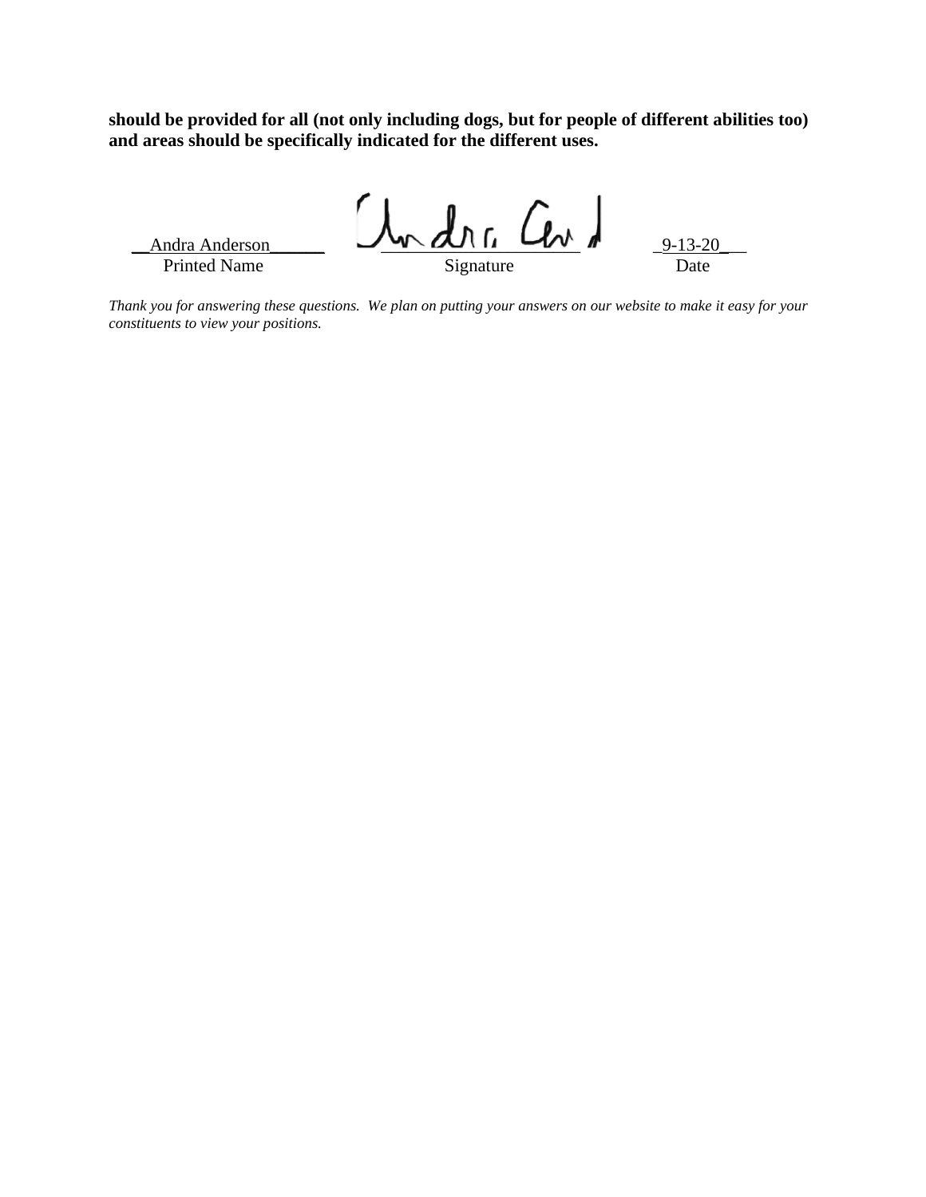**should be provided for all (not only including dogs, but for people of different abilities too) and areas should be specifically indicated for the different uses.**

| | | |
|---|---|---|
| Andra Anderson | | 9-13-20 |
| Printed Name | Signature | Date |

*Thank you for answering these questions. We plan on putting your answers on our website to make it easy for your constituents to view your positions.*